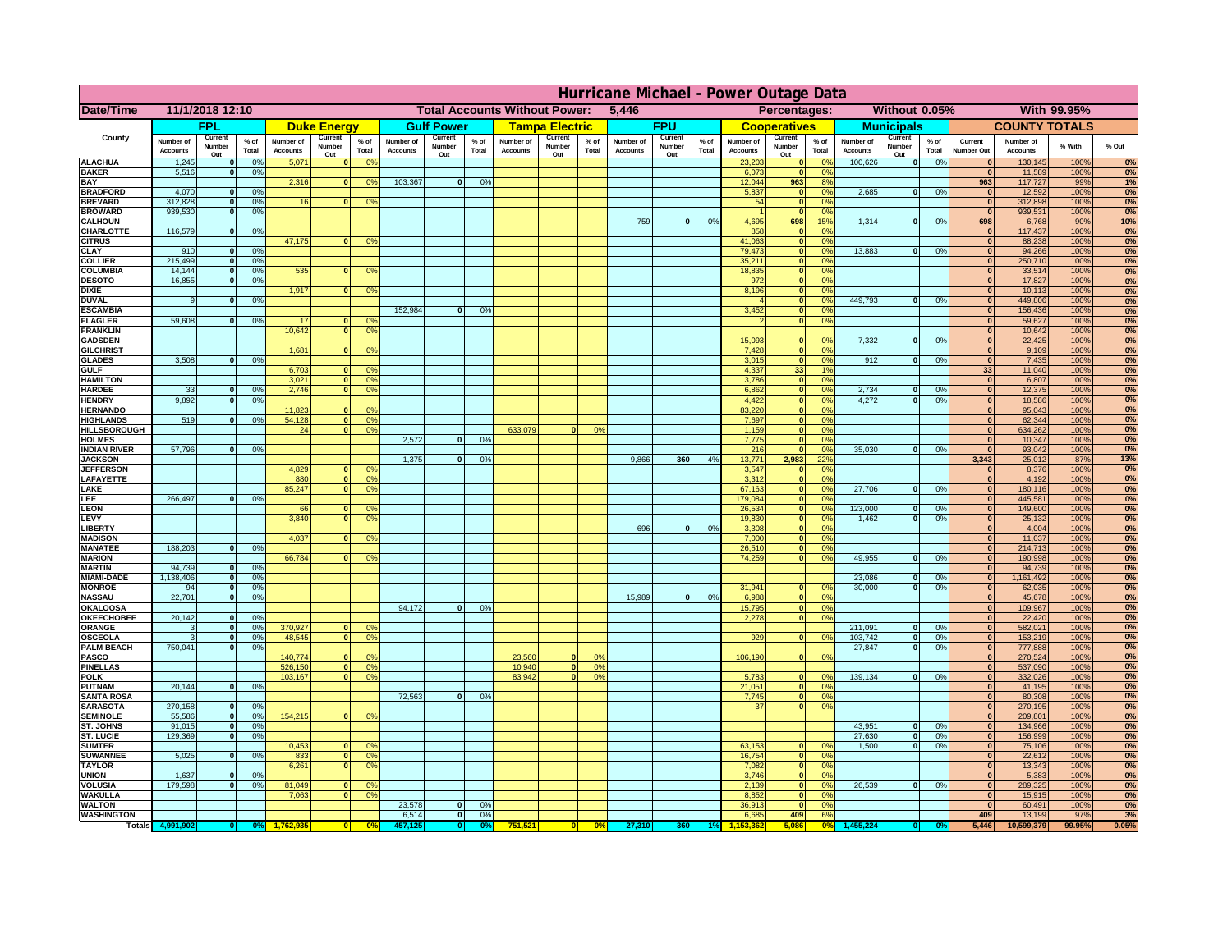# Hurricane Michael - Power Outage Data

| Date/Time | 11/1/2018 12:10 | Total Accounts Without Power: | 5,446 | Percentages: | Without 0.05% | With 99.95% |
|---|---|---|---|---|---|---|

| County | FPL Number of Accounts | FPL Current Number Out | FPL % of Total | Duke Energy Number of Accounts | Duke Energy Current Number Out | Duke Energy % of Total | Gulf Power Number of Accounts | Gulf Power Current Number Out | Gulf Power % of Total | Tampa Electric Number of Accounts | Tampa Electric Current Number Out | Tampa Electric % of Total | FPU Number of Accounts | FPU Current Number Out | FPU % of Total | Cooperatives Number of Accounts | Cooperatives Current Number Out | Cooperatives % of Total | Municipals Number of Accounts | Municipals Current Number Out | Municipals % of Total | Current Number Out | Number of Accounts | % With | % Out |
|---|---|---|---|---|---|---|---|---|---|---|---|---|---|---|---|---|---|---|---|---|---|---|---|---|---|
| ALACHUA | 1,245 | 0 | 0% | 5,071 | 0 | 0% | | | | | | | | | | 23,203 | 0 | 0% | 100,626 | 0 | 0% | 0 | 130,145 | 100% | 0% |
| BAKER | 5,516 | 0 | 0% | | | | | | | | | | | | | 6,073 | 0 | 0% | | | | 0 | 11,589 | 100% | 0% |
| BAY | | | | 2,316 | 0 | 0% | 103,367 | 0 | 0% | | | | | | | 12,044 | 963 | 8% | | | | 963 | 117,727 | 99% | 1% |
| BRADFORD | 4,070 | 0 | 0% | | | | | | | | | | | | | 5,837 | 0 | 0% | 2,685 | 0 | 0% | 0 | 12,592 | 100% | 0% |
| BREVARD | 312,828 | 0 | 0% | 16 | 0 | 0% | | | | | | | | | | 54 | 0 | 0% | | | | 0 | 312,898 | 100% | 0% |
| BROWARD | 939,530 | 0 | 0% | | | | | | | | | | | | | 1 | 0 | 0% | | | | 0 | 939,531 | 100% | 0% |
| CALHOUN | | | | | | | | | | | | | 759 | 0 | 0% | 4,695 | 698 | 15% | 1,314 | 0 | 0% | 698 | 6,768 | 90% | 10% |
| CHARLOTTE | 116,579 | 0 | 0% | | | | | | | | | | | | | 858 | 0 | 0% | | | | 0 | 117,437 | 100% | 0% |
| CITRUS | | | | 47,175 | 0 | 0% | | | | | | | | | | 41,063 | 0 | 0% | | | | 0 | 88,238 | 100% | 0% |
| CLAY | 910 | 0 | 0% | | | | | | | | | | | | | 79,473 | 0 | 0% | 13,883 | 0 | 0% | 0 | 94,266 | 100% | 0% |
| COLLIER | 215,499 | 0 | 0% | | | | | | | | | | | | | 35,211 | 0 | 0% | | | | 0 | 250,710 | 100% | 0% |
| COLUMBIA | 14,144 | 0 | 0% | 535 | 0 | 0% | | | | | | | | | | 18,835 | 0 | 0% | | | | 0 | 33,514 | 100% | 0% |
| DESOTO | 16,855 | 0 | 0% | | | | | | | | | | | | | 972 | 0 | 0% | | | | 0 | 17,827 | 100% | 0% |
| DIXIE | | | | 1,917 | 0 | 0% | | | | | | | | | | 8,196 | 0 | 0% | | | | 0 | 10,113 | 100% | 0% |
| DUVAL | 9 | 0 | 0% | | | | | | | | | | | | | 4 | 0 | 0% | 449,793 | 0 | 0% | 0 | 449,806 | 100% | 0% |
| ESCAMBIA | | | | | | | 152,984 | 0 | 0% | | | | | | | 3,452 | 0 | 0% | | | | 0 | 156,436 | 100% | 0% |
| FLAGLER | 59,608 | 0 | 0% | 17 | 0 | 0% | | | | | | | | | | 2 | 0 | 0% | | | | 0 | 59,627 | 100% | 0% |
| FRANKLIN | | | | 10,642 | 0 | 0% | | | | | | | | | | | | | | | | 0 | 10,642 | 100% | 0% |
| GADSDEN | | | | | | | | | | | | | | | | 15,093 | 0 | 0% | 7,332 | 0 | 0% | 0 | 22,425 | 100% | 0% |
| GILCHRIST | | | | 1,681 | 0 | 0% | | | | | | | | | | 7,428 | 0 | 0% | | | | 0 | 9,109 | 100% | 0% |
| GLADES | 3,508 | 0 | 0% | | | | | | | | | | | | | 3,015 | 0 | 0% | 912 | 0 | 0% | 0 | 7,435 | 100% | 0% |
| GULF | | | | 6,703 | 0 | 0% | | | | | | | | | | 4,337 | 33 | 1% | | | | 33 | 11,040 | 100% | 0% |
| HAMILTON | | | | 3,021 | 0 | 0% | | | | | | | | | | 3,786 | 0 | 0% | | | | 0 | 6,807 | 100% | 0% |
| HARDEE | 33 | 0 | 0% | 2,746 | 0 | 0% | | | | | | | | | | 6,862 | 0 | 0% | 2,734 | 0 | 0% | 0 | 12,375 | 100% | 0% |
| HENDRY | 9,892 | 0 | 0% | | | | | | | | | | | | | 4,422 | 0 | 0% | 4,272 | 0 | 0% | 0 | 18,586 | 100% | 0% |
| HERNANDO | | | | 11,823 | 0 | 0% | | | | | | | | | | 83,220 | 0 | 0% | | | | 0 | 95,043 | 100% | 0% |
| HIGHLANDS | 519 | 0 | 0% | 54,128 | 0 | 0% | | | | | | | | | | 7,697 | 0 | 0% | | | | 0 | 62,344 | 100% | 0% |
| HILLSBOROUGH | | | | 24 | 0 | 0% | | | | 633,079 | 0 | 0% | | | | 1,159 | 0 | 0% | | | | 0 | 634,262 | 100% | 0% |
| HOLMES | | | | | | | 2,572 | 0 | 0% | | | | | | | 7,775 | 0 | 0% | | | | 0 | 10,347 | 100% | 0% |
| INDIAN RIVER | 57,796 | 0 | 0% | | | | | | | | | | | | | 216 | 0 | 0% | 35,030 | 0 | 0% | 0 | 93,042 | 100% | 0% |
| JACKSON | | | | | | | 1,375 | 0 | 0% | | | | 9,866 | 360 | 4% | 13,771 | 2,983 | 22% | | | | 3,343 | 25,012 | 87% | 13% |
| JEFFERSON | | | | 4,829 | 0 | 0% | | | | | | | | | | 3,547 | 0 | 0% | | | | 0 | 8,376 | 100% | 0% |
| LAFAYETTE | | | | 880 | 0 | 0% | | | | | | | | | | 3,312 | 0 | 0% | | | | 0 | 4,192 | 100% | 0% |
| LAKE | | | | 85,247 | 0 | 0% | | | | | | | | | | 67,163 | 0 | 0% | 27,706 | 0 | 0% | 0 | 180,116 | 100% | 0% |
| LEE | 266,497 | 0 | 0% | | | | | | | | | | | | | 179,084 | 0 | 0% | | | | 0 | 445,581 | 100% | 0% |
| LEON | | | | 66 | 0 | 0% | | | | | | | | | | 26,534 | 0 | 0% | 123,000 | 0 | 0% | 0 | 149,600 | 100% | 0% |
| LEVY | | | | 3,840 | 0 | 0% | | | | | | | | | | 19,830 | 0 | 0% | 1,462 | 0 | 0% | 0 | 25,132 | 100% | 0% |
| LIBERTY | | | | | | | | | | | | | 696 | 0 | 0% | 3,308 | 0 | 0% | | | | 0 | 4,004 | 100% | 0% |
| MADISON | | | | 4,037 | 0 | 0% | | | | | | | | | | 7,000 | 0 | 0% | | | | 0 | 11,037 | 100% | 0% |
| MANATEE | 188,203 | 0 | 0% | | | | | | | | | | | | | 26,510 | 0 | 0% | | | | 0 | 214,713 | 100% | 0% |
| MARION | | | | 66,784 | 0 | 0% | | | | | | | | | | 74,259 | 0 | 0% | 49,955 | 0 | 0% | 0 | 190,998 | 100% | 0% |
| MARTIN | 94,739 | 0 | 0% | | | | | | | | | | | | | | | | | | | 0 | 94,739 | 100% | 0% |
| MIAMI-DADE | 1,138,406 | 0 | 0% | | | | | | | | | | | | | | | | 23,086 | 0 | 0% | 0 | 1,161,492 | 100% | 0% |
| MONROE | 94 | 0 | 0% | | | | | | | | | | | | | 31,941 | 0 | 0% | 30,000 | 0 | 0% | 0 | 62,035 | 100% | 0% |
| NASSAU | 22,701 | 0 | 0% | | | | | | | | | | 15,989 | 0 | 0% | 6,988 | 0 | 0% | | | | 0 | 45,678 | 100% | 0% |
| OKALOOSA | | | | | | | 94,172 | 0 | 0% | | | | | | | 15,795 | 0 | 0% | | | | 0 | 109,967 | 100% | 0% |
| OKEECHOBEE | 20,142 | 0 | 0% | | | | | | | | | | | | | 2,278 | 0 | 0% | | | | 0 | 22,420 | 100% | 0% |
| ORANGE | 3 | 0 | 0% | 370,927 | 0 | 0% | | | | | | | | | | | | | 211,091 | 0 | 0% | 0 | 582,021 | 100% | 0% |
| OSCEOLA | 3 | 0 | 0% | 48,545 | 0 | 0% | | | | | | | | | | 929 | 0 | 0% | 103,742 | 0 | 0% | 0 | 153,219 | 100% | 0% |
| PALM BEACH | 750,041 | 0 | 0% | | | | | | | | | | | | | | | | 27,847 | 0 | 0% | 0 | 777,888 | 100% | 0% |
| PASCO | | | | 140,774 | 0 | 0% | | | | 23,560 | 0 | 0% | | | | 106,190 | 0 | 0% | | | | 0 | 270,524 | 100% | 0% |
| PINELLAS | | | | 526,150 | 0 | 0% | | | | 10,940 | 0 | 0% | | | | | | | | | | 0 | 537,090 | 100% | 0% |
| POLK | | | | 103,167 | 0 | 0% | | | | 83,942 | 0 | 0% | | | | 5,783 | 0 | 0% | 139,134 | 0 | 0% | 0 | 332,026 | 100% | 0% |
| PUTNAM | 20,144 | 0 | 0% | | | | | | | | | | | | | 21,051 | 0 | 0% | | | | 0 | 41,195 | 100% | 0% |
| SANTA ROSA | | | | | | | 72,563 | 0 | 0% | | | | | | | 7,745 | 0 | 0% | | | | 0 | 80,308 | 100% | 0% |
| SARASOTA | 270,158 | 0 | 0% | | | | | | | | | | | | | 37 | 0 | 0% | | | | 0 | 270,195 | 100% | 0% |
| SEMINOLE | 55,586 | 0 | 0% | 154,215 | 0 | 0% | | | | | | | | | | | | | | | | 0 | 209,801 | 100% | 0% |
| ST. JOHNS | 91,015 | 0 | 0% | | | | | | | | | | | | | | | | 43,951 | 0 | 0% | 0 | 134,966 | 100% | 0% |
| ST. LUCIE | 129,369 | 0 | 0% | | | | | | | | | | | | | | | | 27,630 | 0 | 0% | 0 | 156,999 | 100% | 0% |
| SUMTER | | | | 10,453 | 0 | 0% | | | | | | | | | | 63,153 | 0 | 0% | 1,500 | 0 | 0% | 0 | 75,106 | 100% | 0% |
| SUWANNEE | 5,025 | 0 | 0% | 833 | 0 | 0% | | | | | | | | | | 16,754 | 0 | 0% | | | | 0 | 22,612 | 100% | 0% |
| TAYLOR | | | | 6,261 | 0 | 0% | | | | | | | | | | 7,082 | 0 | 0% | | | | 0 | 13,343 | 100% | 0% |
| UNION | 1,637 | 0 | 0% | | | | | | | | | | | | | 3,746 | 0 | 0% | | | | 0 | 5,383 | 100% | 0% |
| VOLUSIA | 179,598 | 0 | 0% | 81,049 | 0 | 0% | | | | | | | | | | 2,139 | 0 | 0% | 26,539 | 0 | 0% | 0 | 289,325 | 100% | 0% |
| WAKULLA | | | | 7,063 | 0 | 0% | | | | | | | | | | 8,852 | 0 | 0% | | | | 0 | 15,915 | 100% | 0% |
| WALTON | | | | | | | 23,578 | 0 | 0% | | | | | | | 36,913 | 0 | 0% | | | | 0 | 60,491 | 100% | 0% |
| WASHINGTON | | | | | | | 6,514 | 0 | 0% | | | | | | | 6,685 | 409 | 6% | | | | 409 | 13,199 | 97% | 3% |
| Totals | 4,991,902 | 0 | 0% | 1,762,935 | 0 | 0% | 457,125 | 0 | 0% | 751,521 | 0 | 0% | 27,310 | 360 | 1% | 1,153,362 | 5,086 | 0% | 1,455,224 | 0 | 0% | 5,446 | 10,599,379 | 99.95% | 0.05% |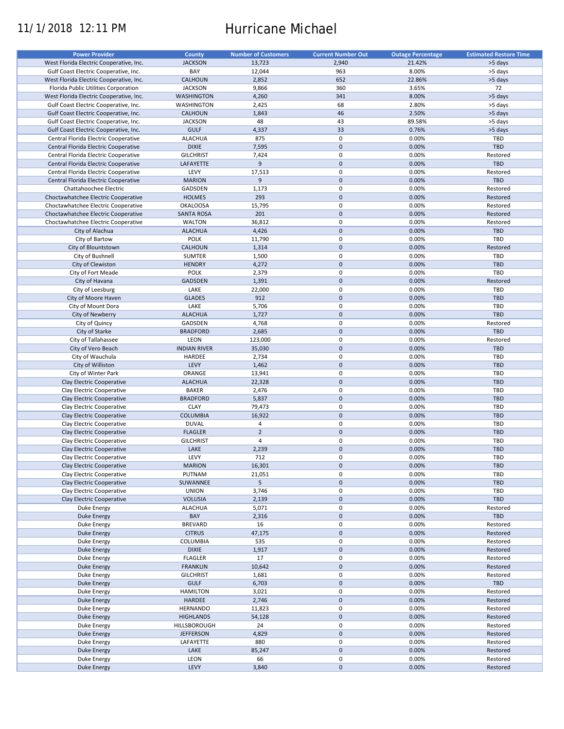11/1/2018 12:11 PM

# Hurricane Michael

| Power Provider | County | Number of Customers | Current Number Out | Outage Percentage | Estimated Restore Time |
|---|---|---|---|---|---|
| West Florida Electric Cooperative, Inc. | JACKSON | 13,723 | 2,940 | 21.42% | >5 days |
| Gulf Coast Electric Cooperative, Inc. | BAY | 12,044 | 963 | 8.00% | >5 days |
| West Florida Electric Cooperative, Inc. | CALHOUN | 2,852 | 652 | 22.86% | >5 days |
| Florida Public Utilities Corporation | JACKSON | 9,866 | 360 | 3.65% | 72 |
| West Florida Electric Cooperative, Inc. | WASHINGTON | 4,260 | 341 | 8.00% | >5 days |
| Gulf Coast Electric Cooperative, Inc. | WASHINGTON | 2,425 | 68 | 2.80% | >5 days |
| Gulf Coast Electric Cooperative, Inc. | CALHOUN | 1,843 | 46 | 2.50% | >5 days |
| Gulf Coast Electric Cooperative, Inc. | JACKSON | 48 | 43 | 89.58% | >5 days |
| Gulf Coast Electric Cooperative, Inc. | GULF | 4,337 | 33 | 0.76% | >5 days |
| Central Florida Electric Cooperative | ALACHUA | 875 | 0 | 0.00% | TBD |
| Central Florida Electric Cooperative | DIXIE | 7,595 | 0 | 0.00% | TBD |
| Central Florida Electric Cooperative | GILCHRIST | 7,424 | 0 | 0.00% | Restored |
| Central Florida Electric Cooperative | LAFAYETTE | 9 | 0 | 0.00% | TBD |
| Central Florida Electric Cooperative | LEVY | 17,513 | 0 | 0.00% | Restored |
| Central Florida Electric Cooperative | MARION | 9 | 0 | 0.00% | TBD |
| Chattahoochee Electric | GADSDEN | 1,173 | 0 | 0.00% | Restored |
| Choctawhatchee Electric Cooperative | HOLMES | 293 | 0 | 0.00% | Restored |
| Choctawhatchee Electric Cooperative | OKALOOSA | 15,795 | 0 | 0.00% | Restored |
| Choctawhatchee Electric Cooperative | SANTA ROSA | 201 | 0 | 0.00% | Restored |
| Choctawhatchee Electric Cooperative | WALTON | 36,812 | 0 | 0.00% | Restored |
| City of Alachua | ALACHUA | 4,426 | 0 | 0.00% | TBD |
| City of Bartow | POLK | 11,790 | 0 | 0.00% | TBD |
| City of Blountstown | CALHOUN | 1,314 | 0 | 0.00% | Restored |
| City of Bushnell | SUMTER | 1,500 | 0 | 0.00% | TBD |
| City of Clewiston | HENDRY | 4,272 | 0 | 0.00% | TBD |
| City of Fort Meade | POLK | 2,379 | 0 | 0.00% | TBD |
| City of Havana | GADSDEN | 1,391 | 0 | 0.00% | Restored |
| City of Leesburg | LAKE | 22,000 | 0 | 0.00% | TBD |
| City of Moore Haven | GLADES | 912 | 0 | 0.00% | TBD |
| City of Mount Dora | LAKE | 5,706 | 0 | 0.00% | TBD |
| City of Newberry | ALACHUA | 1,727 | 0 | 0.00% | TBD |
| City of Quincy | GADSDEN | 4,768 | 0 | 0.00% | Restored |
| City of Starke | BRADFORD | 2,685 | 0 | 0.00% | TBD |
| City of Tallahassee | LEON | 123,000 | 0 | 0.00% | Restored |
| City of Vero Beach | INDIAN RIVER | 35,030 | 0 | 0.00% | TBD |
| City of Wauchula | HARDEE | 2,734 | 0 | 0.00% | TBD |
| City of Williston | LEVY | 1,462 | 0 | 0.00% | TBD |
| City of Winter Park | ORANGE | 13,941 | 0 | 0.00% | TBD |
| Clay Electric Cooperative | ALACHUA | 22,328 | 0 | 0.00% | TBD |
| Clay Electric Cooperative | BAKER | 2,476 | 0 | 0.00% | TBD |
| Clay Electric Cooperative | BRADFORD | 5,837 | 0 | 0.00% | TBD |
| Clay Electric Cooperative | CLAY | 79,473 | 0 | 0.00% | TBD |
| Clay Electric Cooperative | COLUMBIA | 16,922 | 0 | 0.00% | TBD |
| Clay Electric Cooperative | DUVAL | 4 | 0 | 0.00% | TBD |
| Clay Electric Cooperative | FLAGLER | 2 | 0 | 0.00% | TBD |
| Clay Electric Cooperative | GILCHRIST | 4 | 0 | 0.00% | TBD |
| Clay Electric Cooperative | LAKE | 2,239 | 0 | 0.00% | TBD |
| Clay Electric Cooperative | LEVY | 712 | 0 | 0.00% | TBD |
| Clay Electric Cooperative | MARION | 16,301 | 0 | 0.00% | TBD |
| Clay Electric Cooperative | PUTNAM | 21,051 | 0 | 0.00% | TBD |
| Clay Electric Cooperative | SUWANNEE | 5 | 0 | 0.00% | TBD |
| Clay Electric Cooperative | UNION | 3,746 | 0 | 0.00% | TBD |
| Clay Electric Cooperative | VOLUSIA | 2,139 | 0 | 0.00% | TBD |
| Duke Energy | ALACHUA | 5,071 | 0 | 0.00% | Restored |
| Duke Energy | BAY | 2,316 | 0 | 0.00% | TBD |
| Duke Energy | BREVARD | 16 | 0 | 0.00% | Restored |
| Duke Energy | CITRUS | 47,175 | 0 | 0.00% | Restored |
| Duke Energy | COLUMBIA | 535 | 0 | 0.00% | Restored |
| Duke Energy | DIXIE | 1,917 | 0 | 0.00% | Restored |
| Duke Energy | FLAGLER | 17 | 0 | 0.00% | Restored |
| Duke Energy | FRANKLIN | 10,642 | 0 | 0.00% | Restored |
| Duke Energy | GILCHRIST | 1,681 | 0 | 0.00% | Restored |
| Duke Energy | GULF | 6,703 | 0 | 0.00% | TBD |
| Duke Energy | HAMILTON | 3,021 | 0 | 0.00% | Restored |
| Duke Energy | HARDEE | 2,746 | 0 | 0.00% | Restored |
| Duke Energy | HERNANDO | 11,823 | 0 | 0.00% | Restored |
| Duke Energy | HIGHLANDS | 54,128 | 0 | 0.00% | Restored |
| Duke Energy | HILLSBOROUGH | 24 | 0 | 0.00% | Restored |
| Duke Energy | JEFFERSON | 4,829 | 0 | 0.00% | Restored |
| Duke Energy | LAFAYETTE | 880 | 0 | 0.00% | Restored |
| Duke Energy | LAKE | 85,247 | 0 | 0.00% | Restored |
| Duke Energy | LEON | 66 | 0 | 0.00% | Restored |
| Duke Energy | LEVY | 3,840 | 0 | 0.00% | Restored |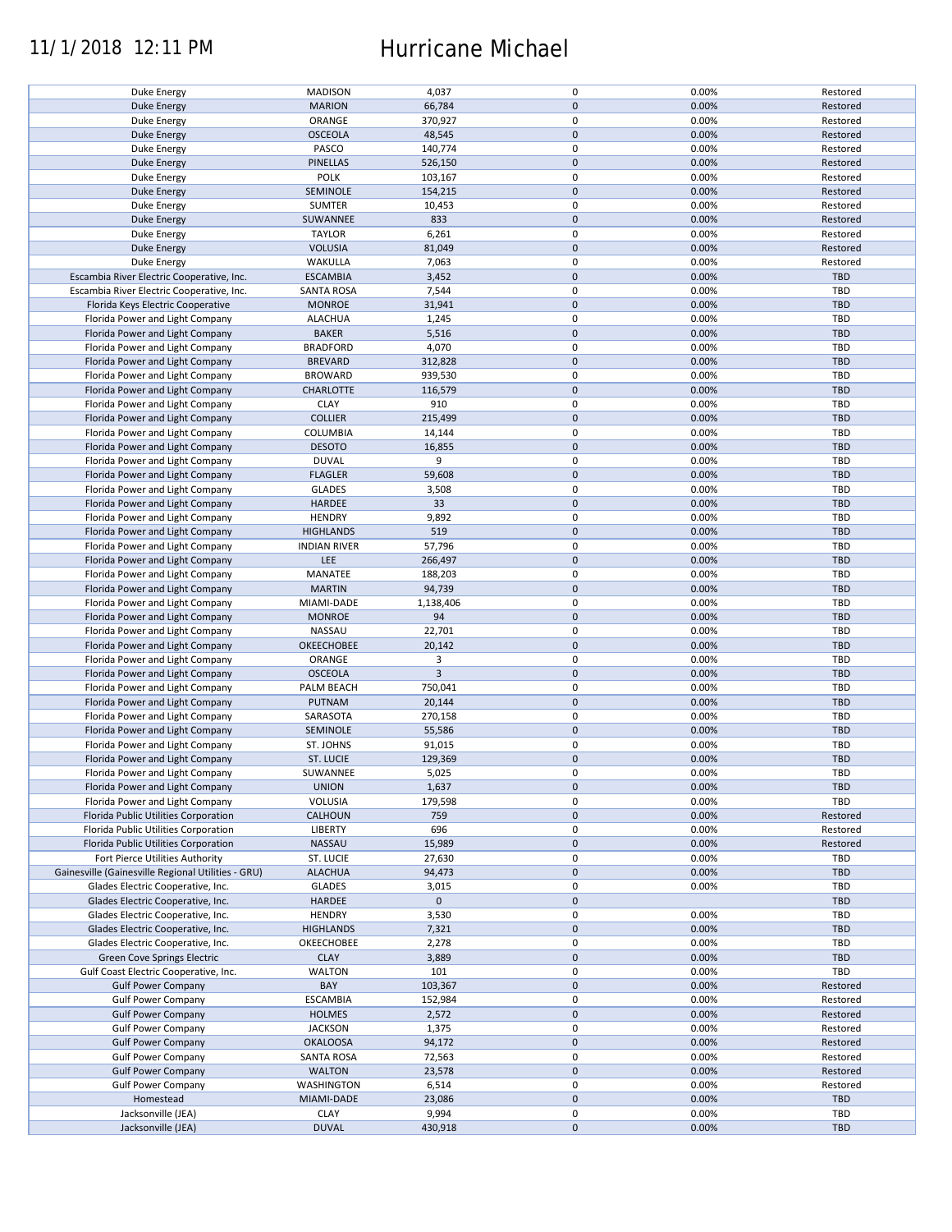| | | | | | |
|---|---|---|---|---|---|
| Duke Energy | MADISON | 4,037 | 0 | 0.00% | Restored |
| Duke Energy | MARION | 66,784 | 0 | 0.00% | Restored |
| Duke Energy | ORANGE | 370,927 | 0 | 0.00% | Restored |
| Duke Energy | OSCEOLA | 48,545 | 0 | 0.00% | Restored |
| Duke Energy | PASCO | 140,774 | 0 | 0.00% | Restored |
| Duke Energy | PINELLAS | 526,150 | 0 | 0.00% | Restored |
| Duke Energy | POLK | 103,167 | 0 | 0.00% | Restored |
| Duke Energy | SEMINOLE | 154,215 | 0 | 0.00% | Restored |
| Duke Energy | SUMTER | 10,453 | 0 | 0.00% | Restored |
| Duke Energy | SUWANNEE | 833 | 0 | 0.00% | Restored |
| Duke Energy | TAYLOR | 6,261 | 0 | 0.00% | Restored |
| Duke Energy | VOLUSIA | 81,049 | 0 | 0.00% | Restored |
| Duke Energy | WAKULLA | 7,063 | 0 | 0.00% | Restored |
| Escambia River Electric Cooperative, Inc. | ESCAMBIA | 3,452 | 0 | 0.00% | TBD |
| Escambia River Electric Cooperative, Inc. | SANTA ROSA | 7,544 | 0 | 0.00% | TBD |
| Florida Keys Electric Cooperative | MONROE | 31,941 | 0 | 0.00% | TBD |
| Florida Power and Light Company | ALACHUA | 1,245 | 0 | 0.00% | TBD |
| Florida Power and Light Company | BAKER | 5,516 | 0 | 0.00% | TBD |
| Florida Power and Light Company | BRADFORD | 4,070 | 0 | 0.00% | TBD |
| Florida Power and Light Company | BREVARD | 312,828 | 0 | 0.00% | TBD |
| Florida Power and Light Company | BROWARD | 939,530 | 0 | 0.00% | TBD |
| Florida Power and Light Company | CHARLOTTE | 116,579 | 0 | 0.00% | TBD |
| Florida Power and Light Company | CLAY | 910 | 0 | 0.00% | TBD |
| Florida Power and Light Company | COLLIER | 215,499 | 0 | 0.00% | TBD |
| Florida Power and Light Company | COLUMBIA | 14,144 | 0 | 0.00% | TBD |
| Florida Power and Light Company | DESOTO | 16,855 | 0 | 0.00% | TBD |
| Florida Power and Light Company | DUVAL | 9 | 0 | 0.00% | TBD |
| Florida Power and Light Company | FLAGLER | 59,608 | 0 | 0.00% | TBD |
| Florida Power and Light Company | GLADES | 3,508 | 0 | 0.00% | TBD |
| Florida Power and Light Company | HARDEE | 33 | 0 | 0.00% | TBD |
| Florida Power and Light Company | HENDRY | 9,892 | 0 | 0.00% | TBD |
| Florida Power and Light Company | HIGHLANDS | 519 | 0 | 0.00% | TBD |
| Florida Power and Light Company | INDIAN RIVER | 57,796 | 0 | 0.00% | TBD |
| Florida Power and Light Company | LEE | 266,497 | 0 | 0.00% | TBD |
| Florida Power and Light Company | MANATEE | 188,203 | 0 | 0.00% | TBD |
| Florida Power and Light Company | MARTIN | 94,739 | 0 | 0.00% | TBD |
| Florida Power and Light Company | MIAMI-DADE | 1,138,406 | 0 | 0.00% | TBD |
| Florida Power and Light Company | MONROE | 94 | 0 | 0.00% | TBD |
| Florida Power and Light Company | NASSAU | 22,701 | 0 | 0.00% | TBD |
| Florida Power and Light Company | OKEECHOBEE | 20,142 | 0 | 0.00% | TBD |
| Florida Power and Light Company | ORANGE | 3 | 0 | 0.00% | TBD |
| Florida Power and Light Company | OSCEOLA | 3 | 0 | 0.00% | TBD |
| Florida Power and Light Company | PALM BEACH | 750,041 | 0 | 0.00% | TBD |
| Florida Power and Light Company | PUTNAM | 20,144 | 0 | 0.00% | TBD |
| Florida Power and Light Company | SARASOTA | 270,158 | 0 | 0.00% | TBD |
| Florida Power and Light Company | SEMINOLE | 55,586 | 0 | 0.00% | TBD |
| Florida Power and Light Company | ST. JOHNS | 91,015 | 0 | 0.00% | TBD |
| Florida Power and Light Company | ST. LUCIE | 129,369 | 0 | 0.00% | TBD |
| Florida Power and Light Company | SUWANNEE | 5,025 | 0 | 0.00% | TBD |
| Florida Power and Light Company | UNION | 1,637 | 0 | 0.00% | TBD |
| Florida Power and Light Company | VOLUSIA | 179,598 | 0 | 0.00% | TBD |
| Florida Public Utilities Corporation | CALHOUN | 759 | 0 | 0.00% | Restored |
| Florida Public Utilities Corporation | LIBERTY | 696 | 0 | 0.00% | Restored |
| Florida Public Utilities Corporation | NASSAU | 15,989 | 0 | 0.00% | Restored |
| Fort Pierce Utilities Authority | ST. LUCIE | 27,630 | 0 | 0.00% | TBD |
| Gainesville (Gainesville Regional Utilities - GRU) | ALACHUA | 94,473 | 0 | 0.00% | TBD |
| Glades Electric Cooperative, Inc. | GLADES | 3,015 | 0 | 0.00% | TBD |
| Glades Electric Cooperative, Inc. | HARDEE | 0 | 0 | | TBD |
| Glades Electric Cooperative, Inc. | HENDRY | 3,530 | 0 | 0.00% | TBD |
| Glades Electric Cooperative, Inc. | HIGHLANDS | 7,321 | 0 | 0.00% | TBD |
| Glades Electric Cooperative, Inc. | OKEECHOBEE | 2,278 | 0 | 0.00% | TBD |
| Green Cove Springs Electric | CLAY | 3,889 | 0 | 0.00% | TBD |
| Gulf Coast Electric Cooperative, Inc. | WALTON | 101 | 0 | 0.00% | TBD |
| Gulf Power Company | BAY | 103,367 | 0 | 0.00% | Restored |
| Gulf Power Company | ESCAMBIA | 152,984 | 0 | 0.00% | Restored |
| Gulf Power Company | HOLMES | 2,572 | 0 | 0.00% | Restored |
| Gulf Power Company | JACKSON | 1,375 | 0 | 0.00% | Restored |
| Gulf Power Company | OKALOOSA | 94,172 | 0 | 0.00% | Restored |
| Gulf Power Company | SANTA ROSA | 72,563 | 0 | 0.00% | Restored |
| Gulf Power Company | WALTON | 23,578 | 0 | 0.00% | Restored |
| Gulf Power Company | WASHINGTON | 6,514 | 0 | 0.00% | Restored |
| Homestead | MIAMI-DADE | 23,086 | 0 | 0.00% | TBD |
| Jacksonville (JEA) | CLAY | 9,994 | 0 | 0.00% | TBD |
| Jacksonville (JEA) | DUVAL | 430,918 | 0 | 0.00% | TBD |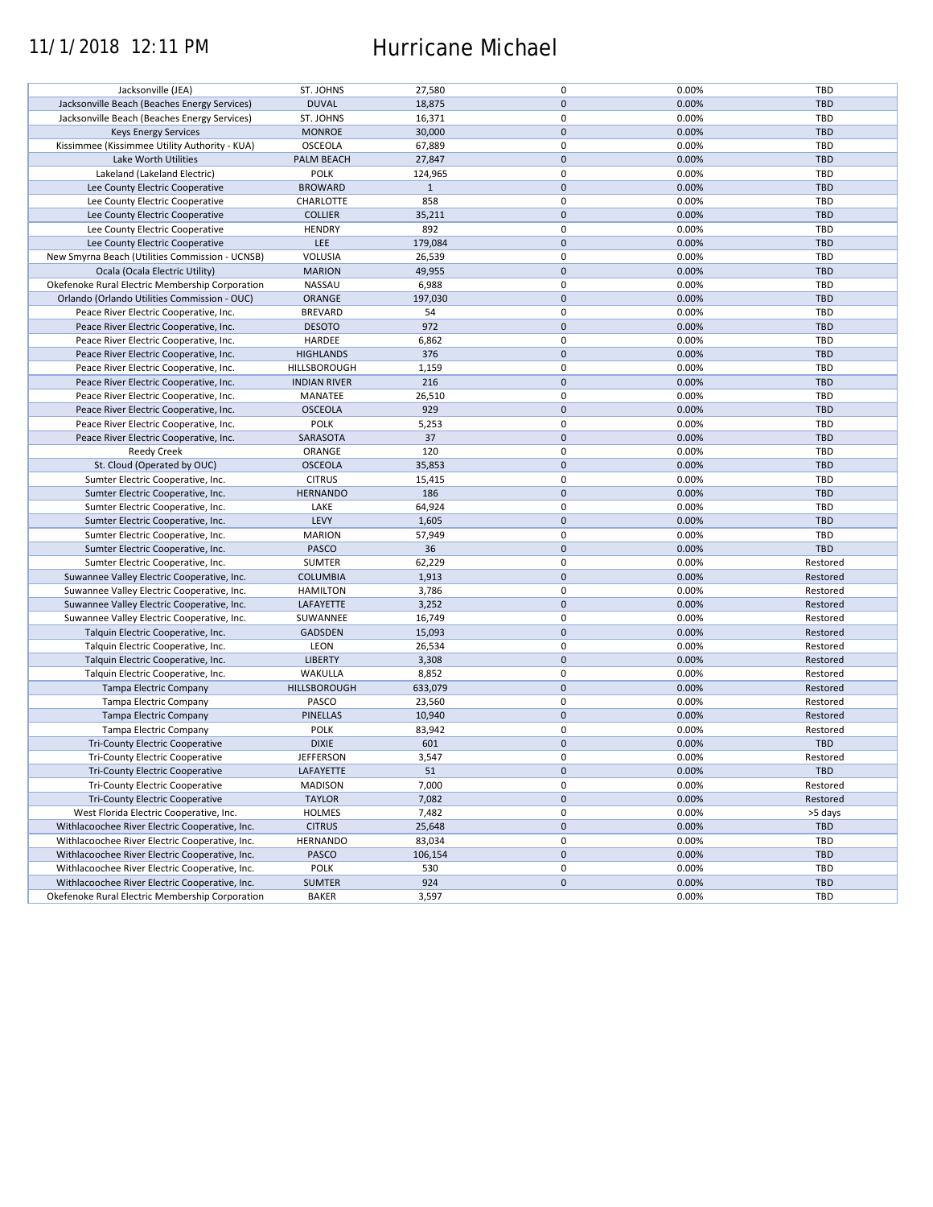| | | | | | |
|---|---|---|---|---|---|
| Jacksonville (JEA) | ST. JOHNS | 27,580 | 0 | 0.00% | TBD |
| Jacksonville Beach (Beaches Energy Services) | DUVAL | 18,875 | 0 | 0.00% | TBD |
| Jacksonville Beach (Beaches Energy Services) | ST. JOHNS | 16,371 | 0 | 0.00% | TBD |
| Keys Energy Services | MONROE | 30,000 | 0 | 0.00% | TBD |
| Kissimmee (Kissimmee Utility Authority - KUA) | OSCEOLA | 67,889 | 0 | 0.00% | TBD |
| Lake Worth Utilities | PALM BEACH | 27,847 | 0 | 0.00% | TBD |
| Lakeland (Lakeland Electric) | POLK | 124,965 | 0 | 0.00% | TBD |
| Lee County Electric Cooperative | BROWARD | 1 | 0 | 0.00% | TBD |
| Lee County Electric Cooperative | CHARLOTTE | 858 | 0 | 0.00% | TBD |
| Lee County Electric Cooperative | COLLIER | 35,211 | 0 | 0.00% | TBD |
| Lee County Electric Cooperative | HENDRY | 892 | 0 | 0.00% | TBD |
| Lee County Electric Cooperative | LEE | 179,084 | 0 | 0.00% | TBD |
| New Smyrna Beach (Utilities Commission - UCNSB) | VOLUSIA | 26,539 | 0 | 0.00% | TBD |
| Ocala (Ocala Electric Utility) | MARION | 49,955 | 0 | 0.00% | TBD |
| Okefenoke Rural Electric Membership Corporation | NASSAU | 6,988 | 0 | 0.00% | TBD |
| Orlando (Orlando Utilities Commission - OUC) | ORANGE | 197,030 | 0 | 0.00% | TBD |
| Peace River Electric Cooperative, Inc. | BREVARD | 54 | 0 | 0.00% | TBD |
| Peace River Electric Cooperative, Inc. | DESOTO | 972 | 0 | 0.00% | TBD |
| Peace River Electric Cooperative, Inc. | HARDEE | 6,862 | 0 | 0.00% | TBD |
| Peace River Electric Cooperative, Inc. | HIGHLANDS | 376 | 0 | 0.00% | TBD |
| Peace River Electric Cooperative, Inc. | HILLSBOROUGH | 1,159 | 0 | 0.00% | TBD |
| Peace River Electric Cooperative, Inc. | INDIAN RIVER | 216 | 0 | 0.00% | TBD |
| Peace River Electric Cooperative, Inc. | MANATEE | 26,510 | 0 | 0.00% | TBD |
| Peace River Electric Cooperative, Inc. | OSCEOLA | 929 | 0 | 0.00% | TBD |
| Peace River Electric Cooperative, Inc. | POLK | 5,253 | 0 | 0.00% | TBD |
| Peace River Electric Cooperative, Inc. | SARASOTA | 37 | 0 | 0.00% | TBD |
| Reedy Creek | ORANGE | 120 | 0 | 0.00% | TBD |
| St. Cloud (Operated by OUC) | OSCEOLA | 35,853 | 0 | 0.00% | TBD |
| Sumter Electric Cooperative, Inc. | CITRUS | 15,415 | 0 | 0.00% | TBD |
| Sumter Electric Cooperative, Inc. | HERNANDO | 186 | 0 | 0.00% | TBD |
| Sumter Electric Cooperative, Inc. | LAKE | 64,924 | 0 | 0.00% | TBD |
| Sumter Electric Cooperative, Inc. | LEVY | 1,605 | 0 | 0.00% | TBD |
| Sumter Electric Cooperative, Inc. | MARION | 57,949 | 0 | 0.00% | TBD |
| Sumter Electric Cooperative, Inc. | PASCO | 36 | 0 | 0.00% | TBD |
| Sumter Electric Cooperative, Inc. | SUMTER | 62,229 | 0 | 0.00% | Restored |
| Suwannee Valley Electric Cooperative, Inc. | COLUMBIA | 1,913 | 0 | 0.00% | Restored |
| Suwannee Valley Electric Cooperative, Inc. | HAMILTON | 3,786 | 0 | 0.00% | Restored |
| Suwannee Valley Electric Cooperative, Inc. | LAFAYETTE | 3,252 | 0 | 0.00% | Restored |
| Suwannee Valley Electric Cooperative, Inc. | SUWANNEE | 16,749 | 0 | 0.00% | Restored |
| Talquin Electric Cooperative, Inc. | GADSDEN | 15,093 | 0 | 0.00% | Restored |
| Talquin Electric Cooperative, Inc. | LEON | 26,534 | 0 | 0.00% | Restored |
| Talquin Electric Cooperative, Inc. | LIBERTY | 3,308 | 0 | 0.00% | Restored |
| Talquin Electric Cooperative, Inc. | WAKULLA | 8,852 | 0 | 0.00% | Restored |
| Tampa Electric Company | HILLSBOROUGH | 633,079 | 0 | 0.00% | Restored |
| Tampa Electric Company | PASCO | 23,560 | 0 | 0.00% | Restored |
| Tampa Electric Company | PINELLAS | 10,940 | 0 | 0.00% | Restored |
| Tampa Electric Company | POLK | 83,942 | 0 | 0.00% | Restored |
| Tri-County Electric Cooperative | DIXIE | 601 | 0 | 0.00% | TBD |
| Tri-County Electric Cooperative | JEFFERSON | 3,547 | 0 | 0.00% | Restored |
| Tri-County Electric Cooperative | LAFAYETTE | 51 | 0 | 0.00% | TBD |
| Tri-County Electric Cooperative | MADISON | 7,000 | 0 | 0.00% | Restored |
| Tri-County Electric Cooperative | TAYLOR | 7,082 | 0 | 0.00% | Restored |
| West Florida Electric Cooperative, Inc. | HOLMES | 7,482 | 0 | 0.00% | >5 days |
| Withlacoochee River Electric Cooperative, Inc. | CITRUS | 25,648 | 0 | 0.00% | TBD |
| Withlacoochee River Electric Cooperative, Inc. | HERNANDO | 83,034 | 0 | 0.00% | TBD |
| Withlacoochee River Electric Cooperative, Inc. | PASCO | 106,154 | 0 | 0.00% | TBD |
| Withlacoochee River Electric Cooperative, Inc. | POLK | 530 | 0 | 0.00% | TBD |
| Withlacoochee River Electric Cooperative, Inc. | SUMTER | 924 | 0 | 0.00% | TBD |
| Okefenoke Rural Electric Membership Corporation | BAKER | 3,597 | | 0.00% | TBD |